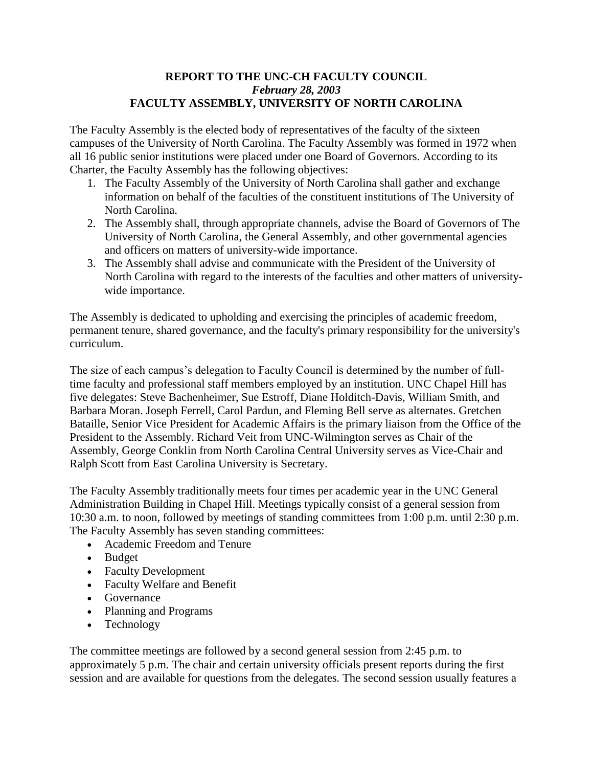**REPORT TO THE UNC-CH FACULTY COUNCIL**
***February 28, 2003***
**FACULTY ASSEMBLY, UNIVERSITY OF NORTH CAROLINA**

The Faculty Assembly is the elected body of representatives of the faculty of the sixteen campuses of the University of North Carolina. The Faculty Assembly was formed in 1972 when all 16 public senior institutions were placed under one Board of Governors. According to its Charter, the Faculty Assembly has the following objectives:

1. The Faculty Assembly of the University of North Carolina shall gather and exchange information on behalf of the faculties of the constituent institutions of The University of North Carolina.
2. The Assembly shall, through appropriate channels, advise the Board of Governors of The University of North Carolina, the General Assembly, and other governmental agencies and officers on matters of university-wide importance.
3. The Assembly shall advise and communicate with the President of the University of North Carolina with regard to the interests of the faculties and other matters of university-wide importance.

The Assembly is dedicated to upholding and exercising the principles of academic freedom, permanent tenure, shared governance, and the faculty's primary responsibility for the university's curriculum.

The size of each campus's delegation to Faculty Council is determined by the number of full-time faculty and professional staff members employed by an institution. UNC Chapel Hill has five delegates: Steve Bachenheimer, Sue Estroff, Diane Holditch-Davis, William Smith, and Barbara Moran. Joseph Ferrell, Carol Pardun, and Fleming Bell serve as alternates. Gretchen Bataille, Senior Vice President for Academic Affairs is the primary liaison from the Office of the President to the Assembly. Richard Veit from UNC-Wilmington serves as Chair of the Assembly, George Conklin from North Carolina Central University serves as Vice-Chair and Ralph Scott from East Carolina University is Secretary.

The Faculty Assembly traditionally meets four times per academic year in the UNC General Administration Building in Chapel Hill. Meetings typically consist of a general session from 10:30 a.m. to noon, followed by meetings of standing committees from 1:00 p.m. until 2:30 p.m. The Faculty Assembly has seven standing committees:

- Academic Freedom and Tenure
- Budget
- Faculty Development
- Faculty Welfare and Benefit
- Governance
- Planning and Programs
- Technology

The committee meetings are followed by a second general session from 2:45 p.m. to approximately 5 p.m. The chair and certain university officials present reports during the first session and are available for questions from the delegates. The second session usually features a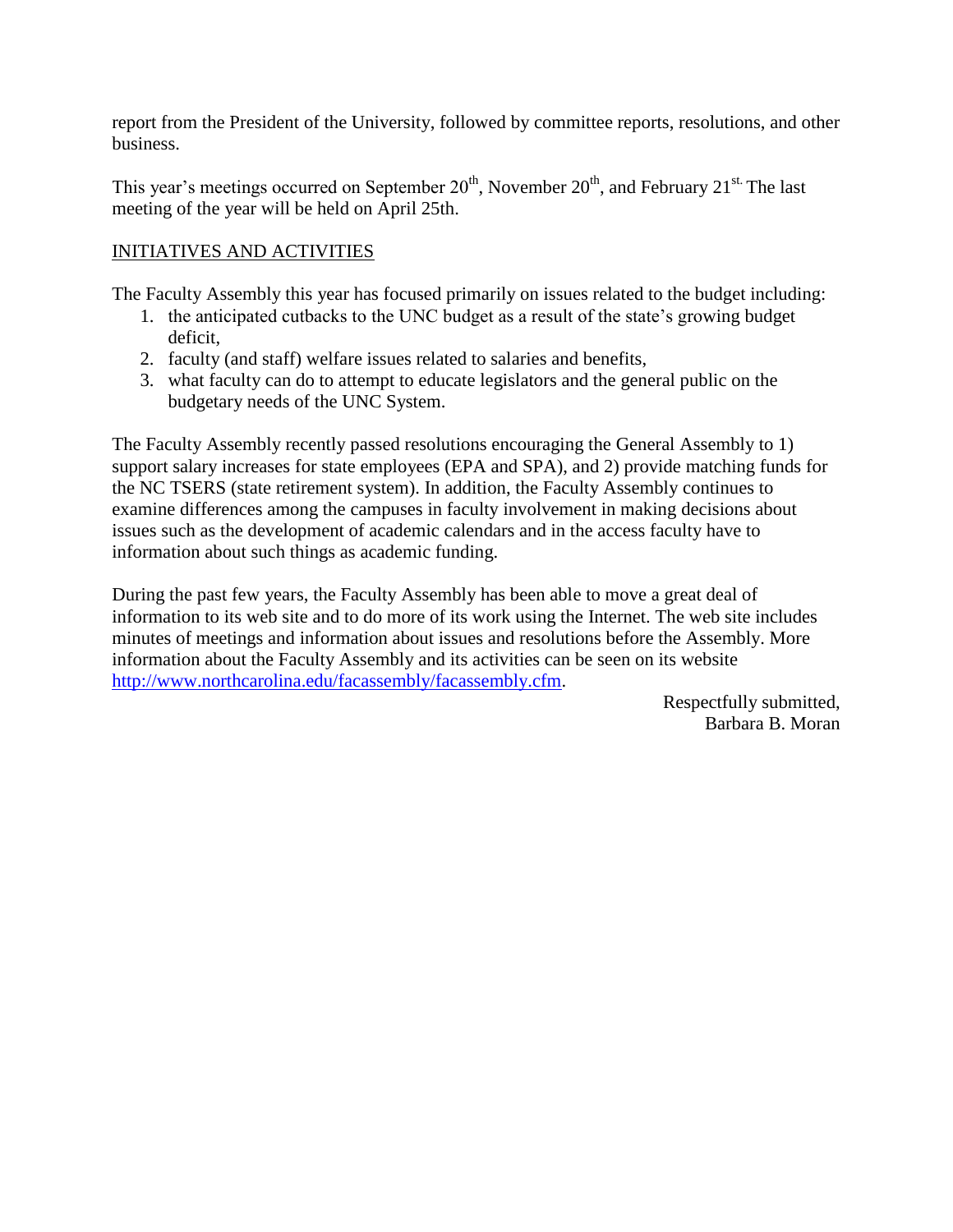report from the President of the University, followed by committee reports, resolutions, and other business.

This year's meetings occurred on September 20th, November 20th, and February 21st. The last meeting of the year will be held on April 25th.

INITIATIVES AND ACTIVITIES

The Faculty Assembly this year has focused primarily on issues related to the budget including:

1. the anticipated cutbacks to the UNC budget as a result of the state's growing budget deficit,
2. faculty (and staff) welfare issues related to salaries and benefits,
3. what faculty can do to attempt to educate legislators and the general public on the budgetary needs of the UNC System.

The Faculty Assembly recently passed resolutions encouraging the General Assembly to 1) support salary increases for state employees (EPA and SPA), and 2) provide matching funds for the NC TSERS (state retirement system). In addition, the Faculty Assembly continues to examine differences among the campuses in faculty involvement in making decisions about issues such as the development of academic calendars and in the access faculty have to information about such things as academic funding.

During the past few years, the Faculty Assembly has been able to move a great deal of information to its web site and to do more of its work using the Internet. The web site includes minutes of meetings and information about issues and resolutions before the Assembly. More information about the Faculty Assembly and its activities can be seen on its website http://www.northcarolina.edu/facassembly/facassembly.cfm.

Respectfully submitted,
Barbara B. Moran